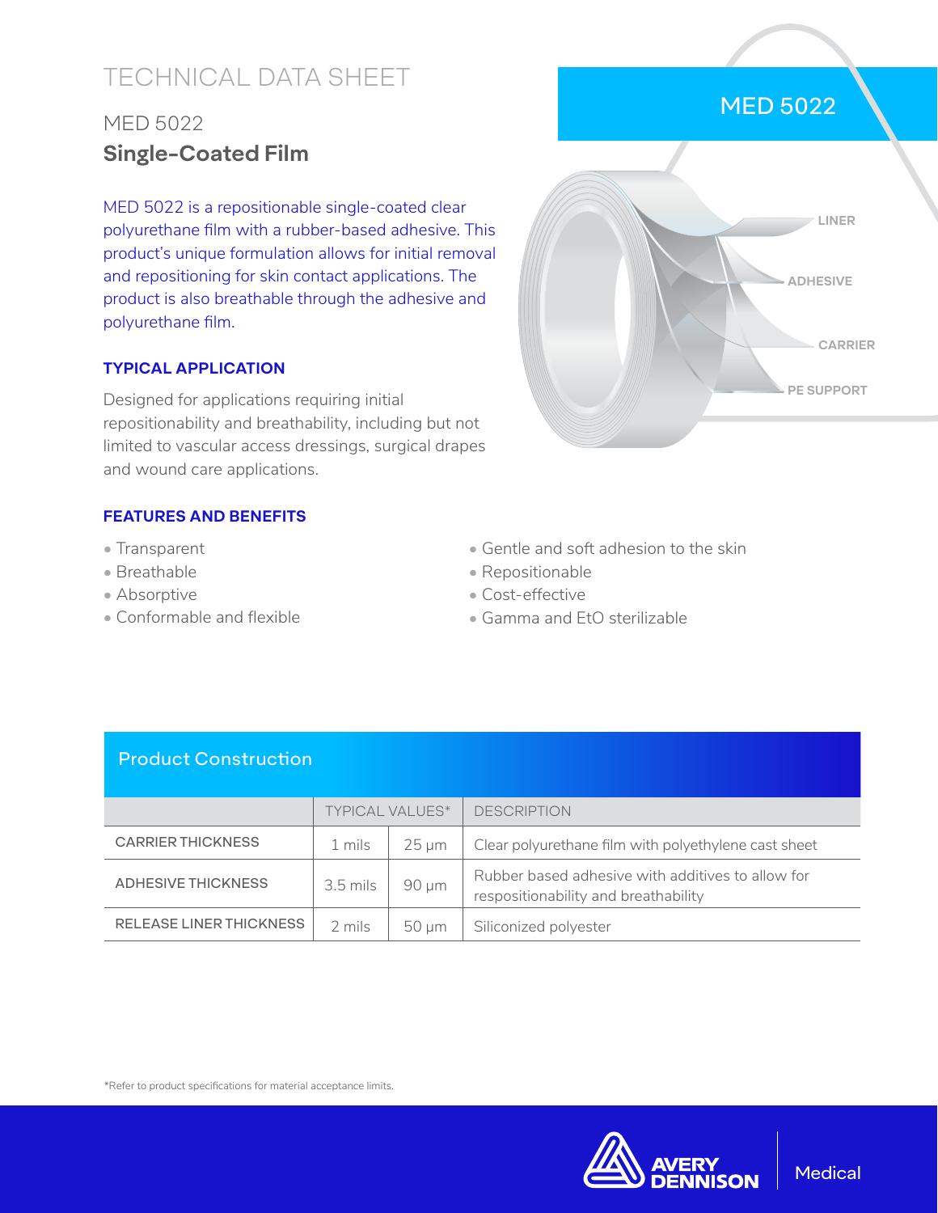# TECHNICAL DATA SHEET

## MED 5022

## **Single-Coated Film**

MED 5022 is a repositionable single-coated clear polyurethane film with a rubber-based adhesive. This product's unique formulation allows for initial removal and repositioning for skin contact applications. The product is also breathable through the adhesive and polyurethane film.

MED 5022

LINER

ADHESIVE

CARRIER

PE SUPPORT

### TYPICAL APPLICATION

Designed for applications requiring initial repositionability and breathability, including but not limited to vascular access dressings, surgical drapes and wound care applications.

### FEATURES AND BENEFITS

- Transparent
- Breathable
- Absorptive
- Conformable and flexible
- Gentle and soft adhesion to the skin
- Repositionable
- Cost-effective
- Gamma and EtO sterilizable

### Product Construction

| | TYPICAL VALUES* | | DESCRIPTION |
|---|---|---|---|
| CARRIER THICKNESS | 1 mils | 25 µm | Clear polyurethane film with polyethylene cast sheet |
| ADHESIVE THICKNESS | 3.5 mils | 90 µm | Rubber based adhesive with additives to allow for respositionability and breathability |
| RELEASE LINER THICKNESS | 2 mils | 50 µm | Siliconized polyester |

*Refer to product specifications for material acceptance limits.

AVERY DENNISON | Medical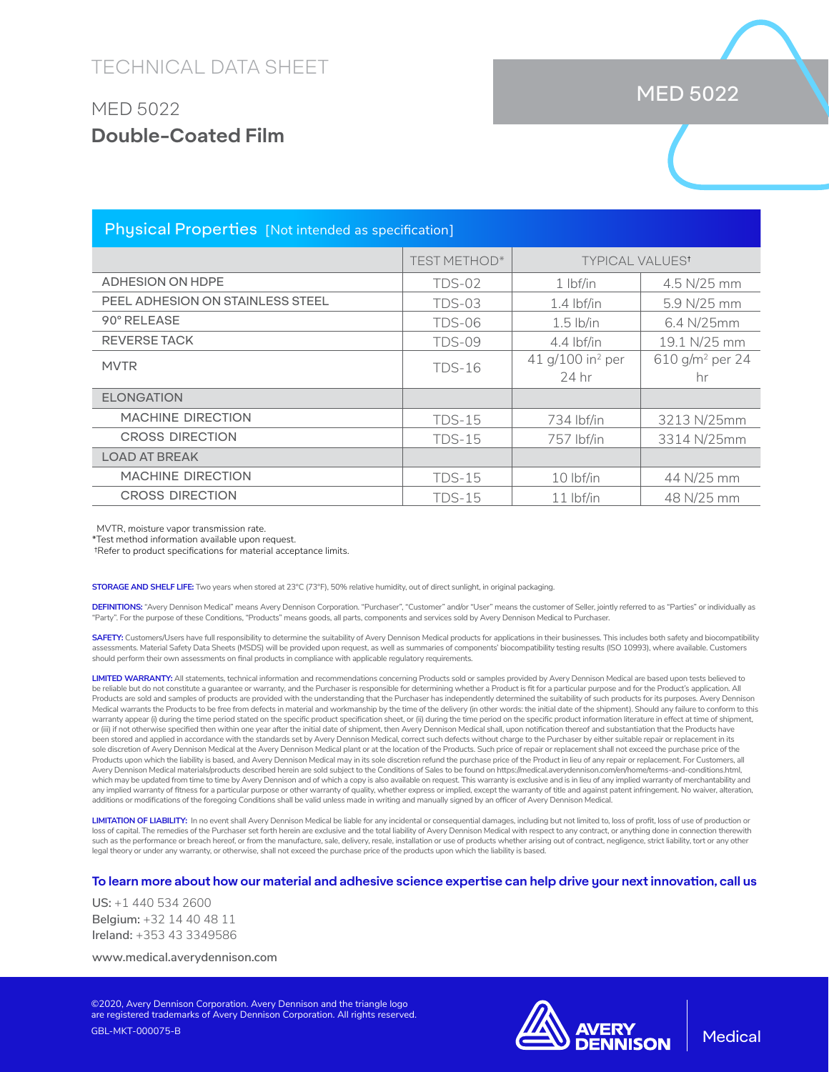# TECHNICAL DATA SHEET

## MED 5022

## Double-Coated Film

MED 5022

### Physical Properties [Not intended as specification]

| | TEST METHOD* | TYPICAL VALUES† | |
|---|---|---|---|
| ADHESION ON HDPE | TDS-02 | 1 lbf/in | 4.5 N/25 mm |
| PEEL ADHESION ON STAINLESS STEEL | TDS-03 | 1.4 lbf/in | 5.9 N/25 mm |
| 90° RELEASE | TDS-06 | 1.5 lb/in | 6.4 N/25mm |
| REVERSE TACK | TDS-09 | 4.4 lbf/in | 19.1 N/25 mm |
| MVTR | TDS-16 | 41 g/100 in² per 24 hr | 610 g/m² per 24 hr |
| ELONGATION | | | |
| MACHINE DIRECTION | TDS-15 | 734 lbf/in | 3213 N/25mm |
| CROSS DIRECTION | TDS-15 | 757 lbf/in | 3314 N/25mm |
| LOAD AT BREAK | | | |
| MACHINE DIRECTION | TDS-15 | 10 lbf/in | 44 N/25 mm |
| CROSS DIRECTION | TDS-15 | 11 lbf/in | 48 N/25 mm |

MVTR, moisture vapor transmission rate.
*Test method information available upon request.
†Refer to product specifications for material acceptance limits.

**STORAGE AND SHELF LIFE:** Two years when stored at 23°C (73°F), 50% relative humidity, out of direct sunlight, in original packaging.

**DEFINITIONS:** "Avery Dennison Medical" means Avery Dennison Corporation. "Purchaser", "Customer" and/or "User" means the customer of Seller, jointly referred to as "Parties" or individually as "Party". For the purpose of these Conditions, "Products" means goods, all parts, components and services sold by Avery Dennison Medical to Purchaser.

**SAFETY:** Customers/Users have full responsibility to determine the suitability of Avery Dennison Medical products for applications in their businesses. This includes both safety and biocompatibility assessments. Material Safety Data Sheets (MSDS) will be provided upon request, as well as summaries of components' biocompatibility testing results (ISO 10993), where available. Customers should perform their own assessments on final products in compliance with applicable regulatory requirements.

**LIMITED WARRANTY:** All statements, technical information and recommendations concerning Products sold or samples provided by Avery Dennison Medical are based upon tests believed to be reliable but do not constitute a guarantee or warranty, and the Purchaser is responsible for determining whether a Product is fit for a particular purpose and for the Product's application. All Products are sold and samples of products are provided with the understanding that the Purchaser has independently determined the suitability of such products for its purposes. Avery Dennison Medical warrants the Products to be free from defects in material and workmanship by the time of the delivery (in other words: the initial date of the shipment). Should any failure to conform to this warranty appear (i) during the time period stated on the specific product specification sheet, or (ii) during the time period on the specific product information literature in effect at time of shipment, or (iii) if not otherwise specified then within one year after the initial date of shipment, then Avery Dennison Medical shall, upon notification thereof and substantiation that the Products have been stored and applied in accordance with the standards set by Avery Dennison Medical, correct such defects without charge to the Purchaser by either suitable repair or replacement in its sole discretion of Avery Dennison Medical at the Avery Dennison Medical plant or at the location of the Products. Such price of repair or replacement shall not exceed the purchase price of the Products upon which the liability is based, and Avery Dennison Medical may in its sole discretion refund the purchase price of the Product in lieu of any repair or replacement. For Customers, all Avery Dennison Medical materials/products described herein are sold subject to the Conditions of Sales to be found on https://medical.averydennison.com/en/home/terms-and-conditions.html, which may be updated from time to time by Avery Dennison and of which a copy is also available on request. This warranty is exclusive and is in lieu of any implied warranty of merchantability and any implied warranty of fitness for a particular purpose or other warranty of quality, whether express or implied, except the warranty of title and against patent infringement. No waiver, alteration, additions or modifications of the foregoing Conditions shall be valid unless made in writing and manually signed by an officer of Avery Dennison Medical.

**LIMITATION OF LIABILITY:** In no event shall Avery Dennison Medical be liable for any incidental or consequential damages, including but not limited to, loss of profit, loss of use of production or loss of capital. The remedies of the Purchaser set forth herein are exclusive and the total liability of Avery Dennison Medical with respect to any contract, or anything done in connection therewith such as the performance or breach hereof, or from the manufacture, sale, delivery, resale, installation or use of products whether arising out of contract, negligence, strict liability, tort or any other legal theory or under any warranty, or otherwise, shall not exceed the purchase price of the products upon which the liability is based.

**To learn more about how our material and adhesive science expertise can help drive your next innovation, call us**

**US:** +1 440 534 2600
**Belgium:** +32 14 40 48 11
**Ireland:** +353 43 3349586

www.medical.averydennison.com

©2020, Avery Dennison Corporation. Avery Dennison and the triangle logo are registered trademarks of Avery Dennison Corporation. All rights reserved.

GBL-MKT-000075-B

AVERY DENNISON | Medical